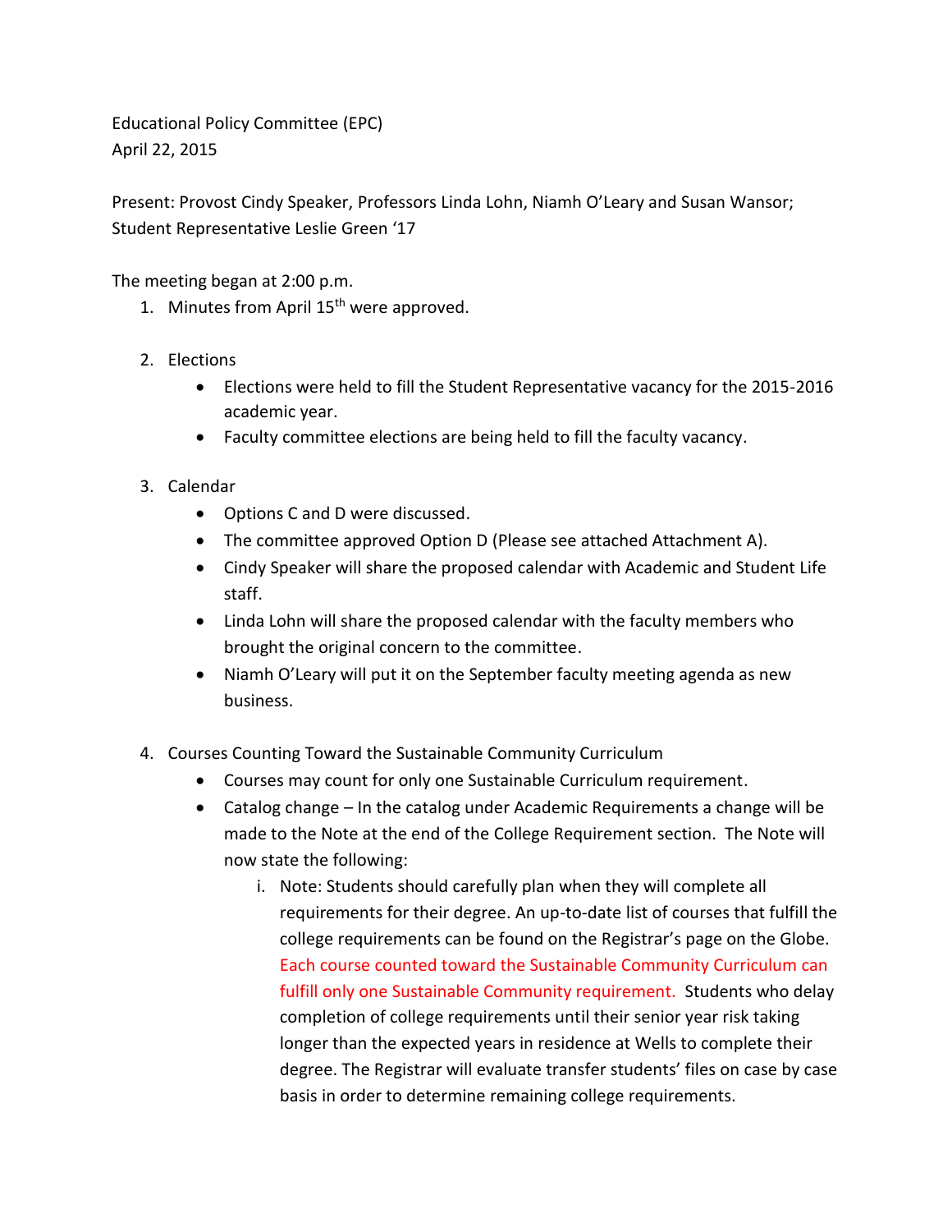Educational Policy Committee (EPC)
April 22, 2015

Present: Provost Cindy Speaker, Professors Linda Lohn, Niamh O'Leary and Susan Wansor; Student Representative Leslie Green '17

The meeting began at 2:00 p.m.

1. Minutes from April 15th were approved.

2. Elections
   - Elections were held to fill the Student Representative vacancy for the 2015-2016 academic year.
   - Faculty committee elections are being held to fill the faculty vacancy.

3. Calendar
   - Options C and D were discussed.
   - The committee approved Option D (Please see attached Attachment A).
   - Cindy Speaker will share the proposed calendar with Academic and Student Life staff.
   - Linda Lohn will share the proposed calendar with the faculty members who brought the original concern to the committee.
   - Niamh O'Leary will put it on the September faculty meeting agenda as new business.

4. Courses Counting Toward the Sustainable Community Curriculum
   - Courses may count for only one Sustainable Curriculum requirement.
   - Catalog change – In the catalog under Academic Requirements a change will be made to the Note at the end of the College Requirement section. The Note will now state the following:
      i. Note: Students should carefully plan when they will complete all requirements for their degree. An up-to-date list of courses that fulfill the college requirements can be found on the Registrar's page on the Globe. Each course counted toward the Sustainable Community Curriculum can fulfill only one Sustainable Community requirement. Students who delay completion of college requirements until their senior year risk taking longer than the expected years in residence at Wells to complete their degree. The Registrar will evaluate transfer students' files on case by case basis in order to determine remaining college requirements.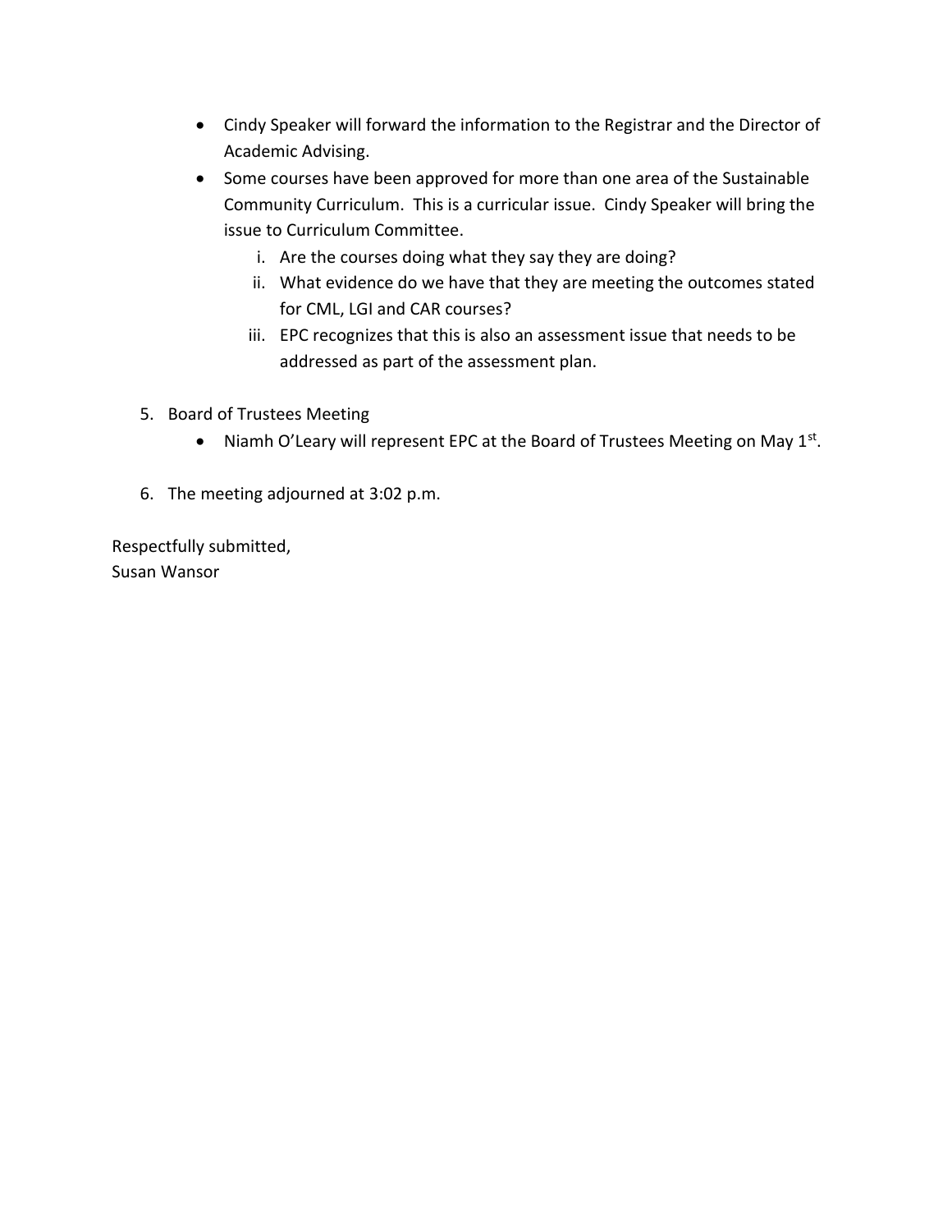- Cindy Speaker will forward the information to the Registrar and the Director of Academic Advising.
- Some courses have been approved for more than one area of the Sustainable Community Curriculum. This is a curricular issue. Cindy Speaker will bring the issue to Curriculum Committee.
    1. Are the courses doing what they say they are doing?
    2. What evidence do we have that they are meeting the outcomes stated for CML, LGI and CAR courses?
    3. EPC recognizes that this is also an assessment issue that needs to be addressed as part of the assessment plan.

5. Board of Trustees Meeting
    - Niamh O'Leary will represent EPC at the Board of Trustees Meeting on May 1st.

6. The meeting adjourned at 3:02 p.m.

Respectfully submitted,
Susan Wansor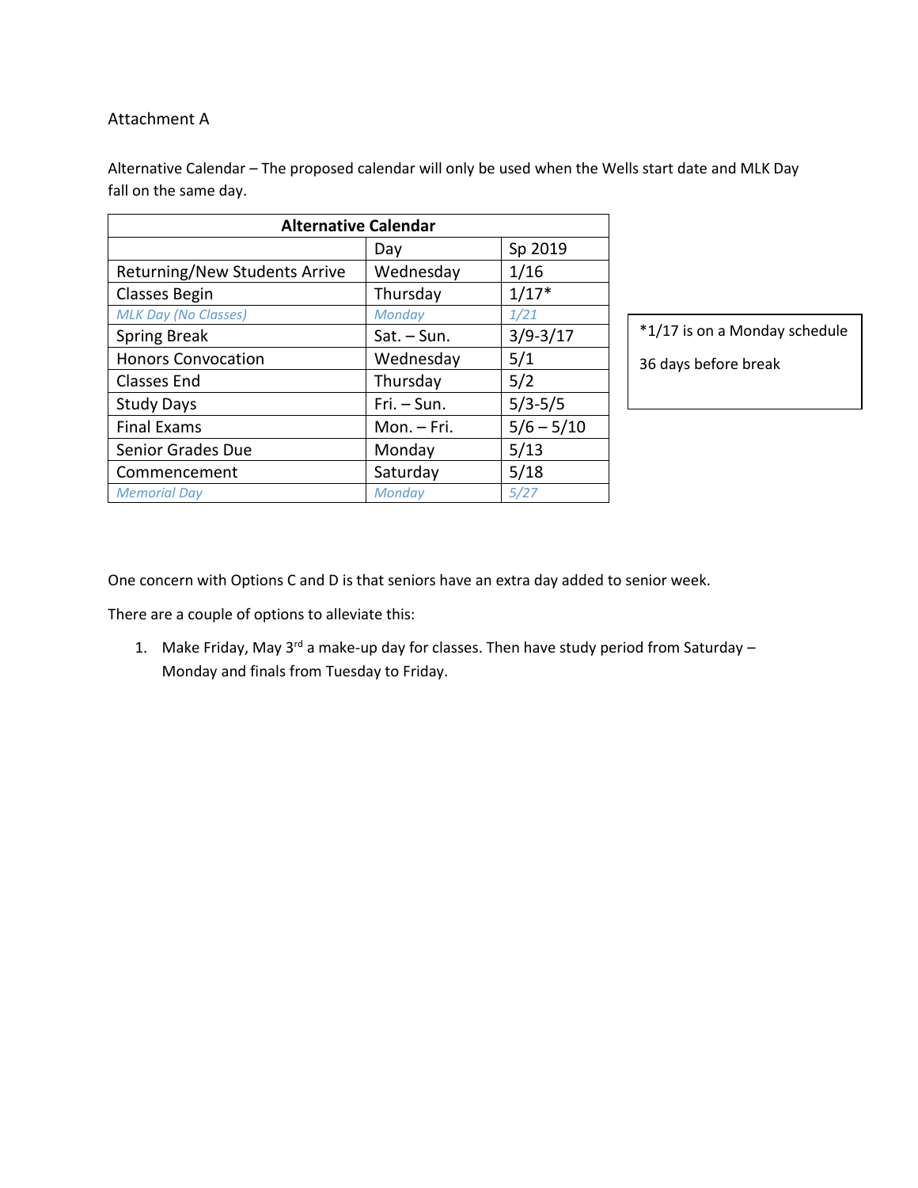Attachment A

Alternative Calendar – The proposed calendar will only be used when the Wells start date and MLK Day fall on the same day.

| Alternative Calendar | | |
|---|---|---|
| | Day | Sp 2019 |
| Returning/New Students Arrive | Wednesday | 1/16 |
| Classes Begin | Thursday | 1/17* |
| *MLK Day (No Classes)* | *Monday* | *1/21* |
| Spring Break | Sat. – Sun. | 3/9-3/17 |
| Honors Convocation | Wednesday | 5/1 |
| Classes End | Thursday | 5/2 |
| Study Days | Fri. – Sun. | 5/3-5/5 |
| Final Exams | Mon. – Fri. | 5/6 – 5/10 |
| Senior Grades Due | Monday | 5/13 |
| Commencement | Saturday | 5/18 |
| *Memorial Day* | *Monday* | *5/27* |

*1/17 is on a Monday schedule

36 days before break

One concern with Options C and D is that seniors have an extra day added to senior week.

There are a couple of options to alleviate this:

1. Make Friday, May 3rd a make-up day for classes. Then have study period from Saturday – Monday and finals from Tuesday to Friday.